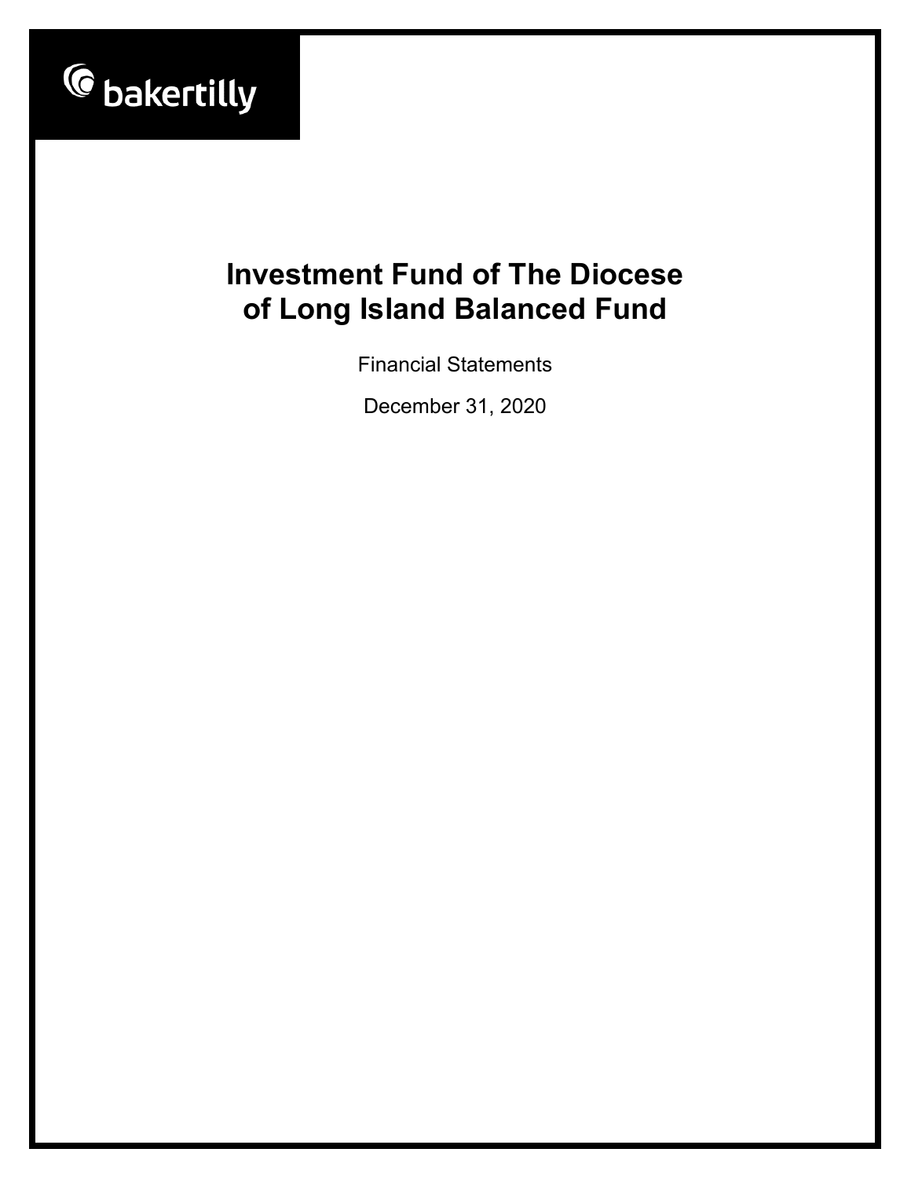bakertilly

# Investment Fund of The Diocese of Long Island Balanced Fund

Financial Statements

December 31, 2020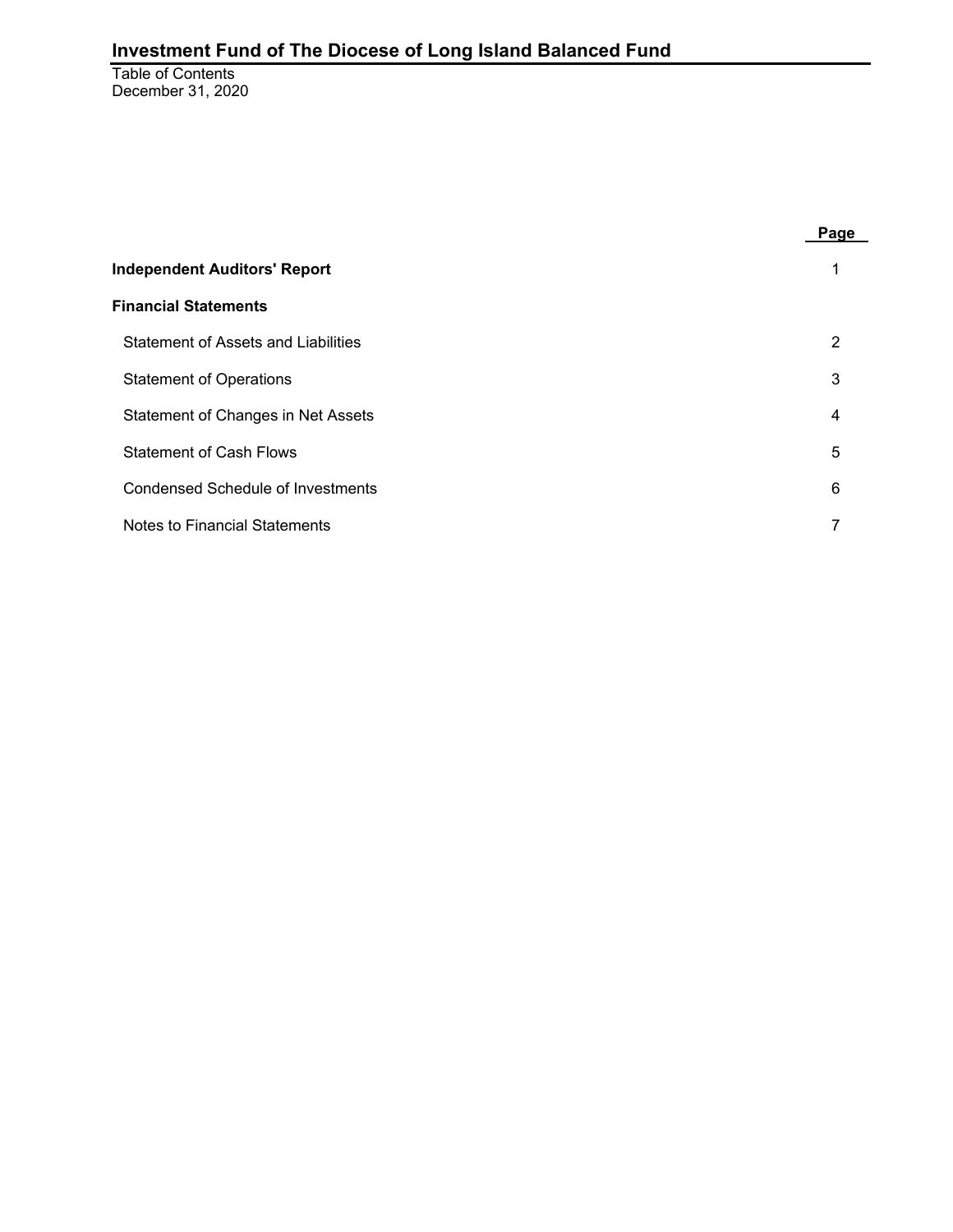# Investment Fund of The Diocese of Long Island Balanced Fund

Table of Contents
December 31, 2020

| | Page |
|---|---|
| **Independent Auditors' Report** | 1 |
| **Financial Statements** | |
| Statement of Assets and Liabilities | 2 |
| Statement of Operations | 3 |
| Statement of Changes in Net Assets | 4 |
| Statement of Cash Flows | 5 |
| Condensed Schedule of Investments | 6 |
| Notes to Financial Statements | 7 |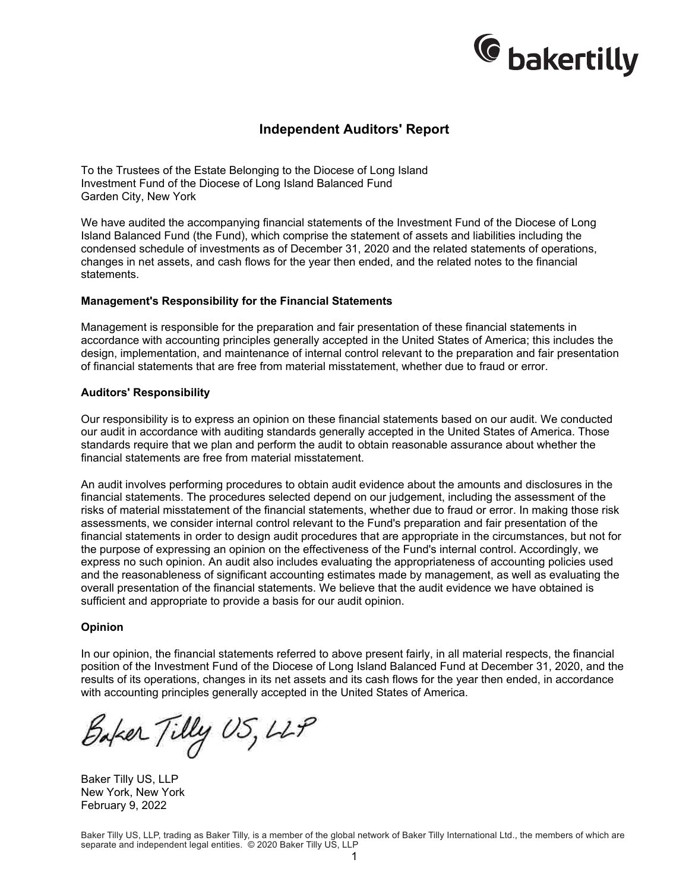# Independent Auditors' Report

To the Trustees of the Estate Belonging to the Diocese of Long Island
Investment Fund of the Diocese of Long Island Balanced Fund
Garden City, New York

We have audited the accompanying financial statements of the Investment Fund of the Diocese of Long Island Balanced Fund (the Fund), which comprise the statement of assets and liabilities including the condensed schedule of investments as of December 31, 2020 and the related statements of operations, changes in net assets, and cash flows for the year then ended, and the related notes to the financial statements.

**Management's Responsibility for the Financial Statements**

Management is responsible for the preparation and fair presentation of these financial statements in accordance with accounting principles generally accepted in the United States of America; this includes the design, implementation, and maintenance of internal control relevant to the preparation and fair presentation of financial statements that are free from material misstatement, whether due to fraud or error.

**Auditors' Responsibility**

Our responsibility is to express an opinion on these financial statements based on our audit. We conducted our audit in accordance with auditing standards generally accepted in the United States of America. Those standards require that we plan and perform the audit to obtain reasonable assurance about whether the financial statements are free from material misstatement.

An audit involves performing procedures to obtain audit evidence about the amounts and disclosures in the financial statements. The procedures selected depend on our judgement, including the assessment of the risks of material misstatement of the financial statements, whether due to fraud or error. In making those risk assessments, we consider internal control relevant to the Fund's preparation and fair presentation of the financial statements in order to design audit procedures that are appropriate in the circumstances, but not for the purpose of expressing an opinion on the effectiveness of the Fund's internal control. Accordingly, we express no such opinion. An audit also includes evaluating the appropriateness of accounting policies used and the reasonableness of significant accounting estimates made by management, as well as evaluating the overall presentation of the financial statements. We believe that the audit evidence we have obtained is sufficient and appropriate to provide a basis for our audit opinion.

**Opinion**

In our opinion, the financial statements referred to above present fairly, in all material respects, the financial position of the Investment Fund of the Diocese of Long Island Balanced Fund at December 31, 2020, and the results of its operations, changes in its net assets and its cash flows for the year then ended, in accordance with accounting principles generally accepted in the United States of America.

Baker Tilly US, LLP

Baker Tilly US, LLP
New York, New York
February 9, 2022

Baker Tilly US, LLP, trading as Baker Tilly, is a member of the global network of Baker Tilly International Ltd., the members of which are separate and independent legal entities. © 2020 Baker Tilly US, LLP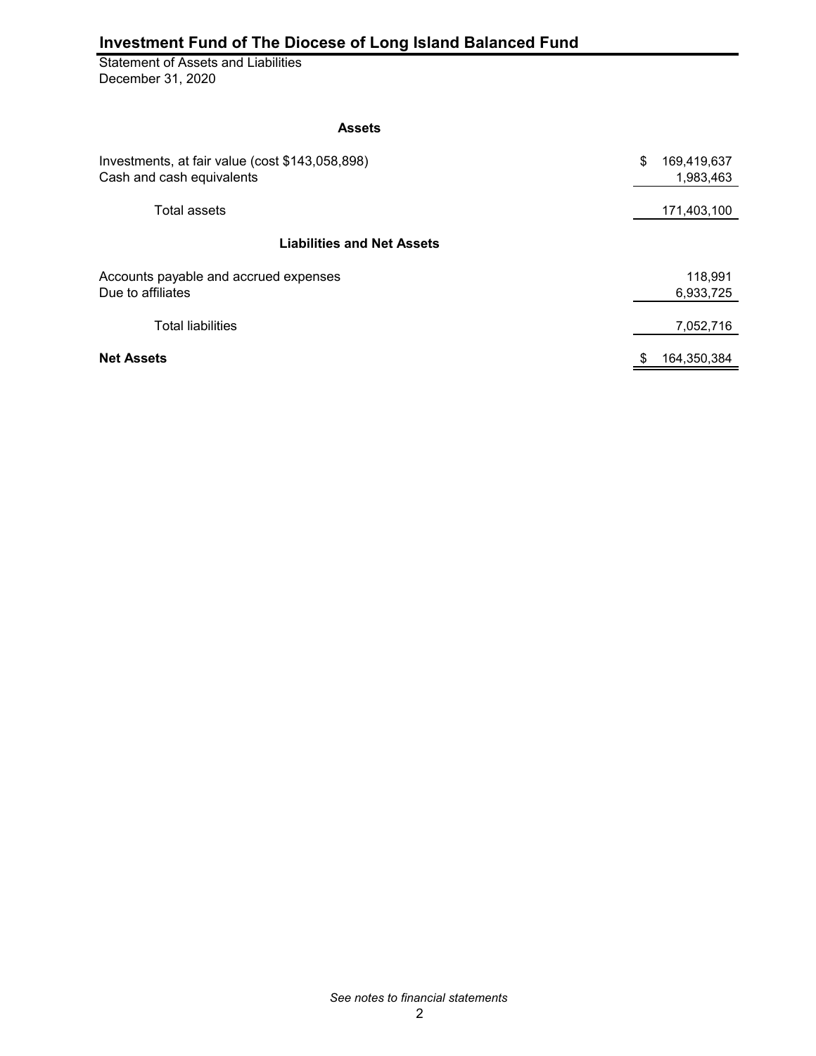# Investment Fund of The Diocese of Long Island Balanced Fund

Statement of Assets and Liabilities
December 31, 2020

| | |
|---|---|
| **Assets** | |
| Investments, at fair value (cost $143,058,898) | $ 169,419,637 |
| Cash and cash equivalents | 1,983,463 |
| Total assets | 171,403,100 |
| **Liabilities and Net Assets** | |
| Accounts payable and accrued expenses | 118,991 |
| Due to affiliates | 6,933,725 |
| Total liabilities | 7,052,716 |
| **Net Assets** | $ 164,350,384 |

*See notes to financial statements*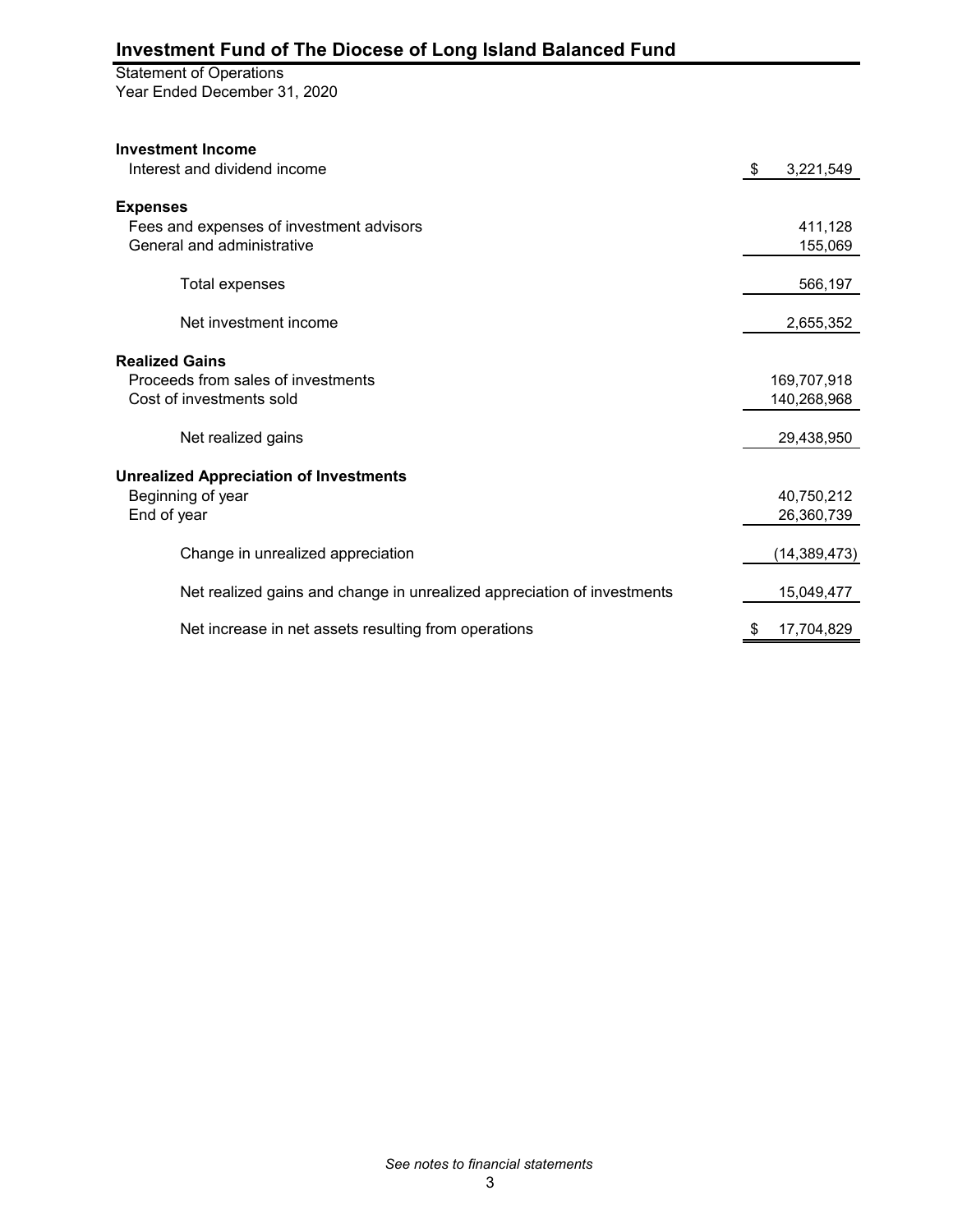# Investment Fund of The Diocese of Long Island Balanced Fund

Statement of Operations
Year Ended December 31, 2020

| | |
|---|---|
| **Investment Income** | |
| Interest and dividend income | $ 3,221,549 |
| **Expenses** | |
| Fees and expenses of investment advisors | 411,128 |
| General and administrative | 155,069 |
| Total expenses | 566,197 |
| Net investment income | 2,655,352 |
| **Realized Gains** | |
| Proceeds from sales of investments | 169,707,918 |
| Cost of investments sold | 140,268,968 |
| Net realized gains | 29,438,950 |
| **Unrealized Appreciation of Investments** | |
| Beginning of year | 40,750,212 |
| End of year | 26,360,739 |
| Change in unrealized appreciation | (14,389,473) |
| Net realized gains and change in unrealized appreciation of investments | 15,049,477 |
| Net increase in net assets resulting from operations | $ 17,704,829 |

*See notes to financial statements*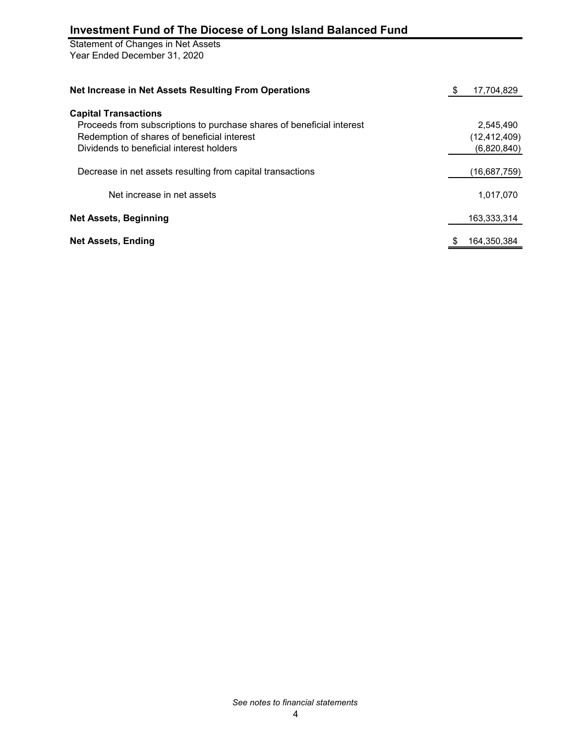# Investment Fund of The Diocese of Long Island Balanced Fund

Statement of Changes in Net Assets
Year Ended December 31, 2020

| | |
|---|---|
| **Net Increase in Net Assets Resulting From Operations** | $ 17,704,829 |
| **Capital Transactions** | |
| Proceeds from subscriptions to purchase shares of beneficial interest | 2,545,490 |
| Redemption of shares of beneficial interest | (12,412,409) |
| Dividends to beneficial interest holders | (6,820,840) |
| Decrease in net assets resulting from capital transactions | (16,687,759) |
| Net increase in net assets | 1,017,070 |
| **Net Assets, Beginning** | 163,333,314 |
| **Net Assets, Ending** | $ 164,350,384 |

*See notes to financial statements*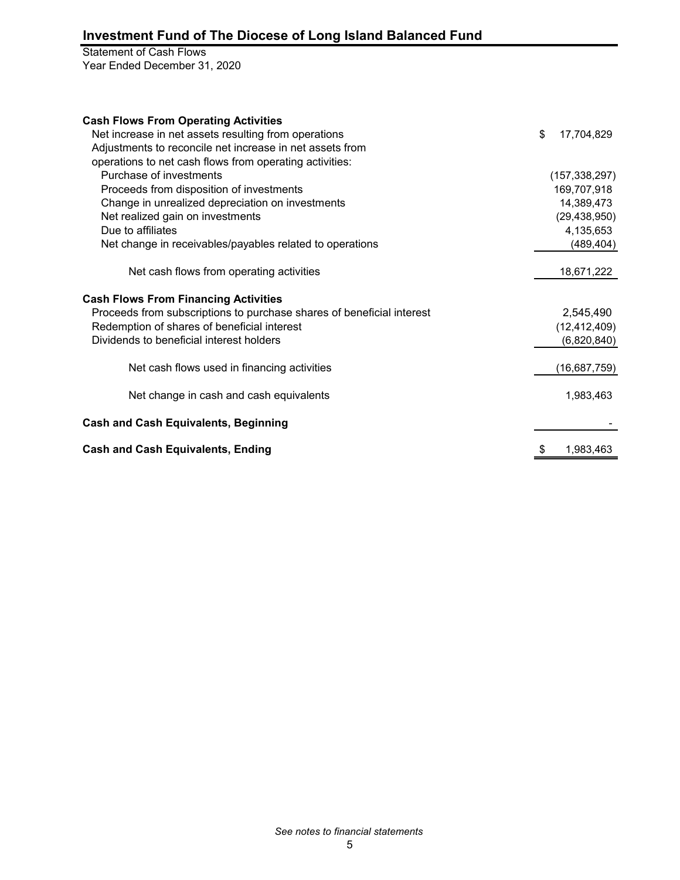# Investment Fund of The Diocese of Long Island Balanced Fund

Statement of Cash Flows
Year Ended December 31, 2020

| | |
|---|---|
| **Cash Flows From Operating Activities** | |
| Net increase in net assets resulting from operations | $ 17,704,829 |
| Adjustments to reconcile net increase in net assets from operations to net cash flows from operating activities: | |
| Purchase of investments | (157,338,297) |
| Proceeds from disposition of investments | 169,707,918 |
| Change in unrealized depreciation on investments | 14,389,473 |
| Net realized gain on investments | (29,438,950) |
| Due to affiliates | 4,135,653 |
| Net change in receivables/payables related to operations | (489,404) |
| Net cash flows from operating activities | 18,671,222 |
| **Cash Flows From Financing Activities** | |
| Proceeds from subscriptions to purchase shares of beneficial interest | 2,545,490 |
| Redemption of shares of beneficial interest | (12,412,409) |
| Dividends to beneficial interest holders | (6,820,840) |
| Net cash flows used in financing activities | (16,687,759) |
| Net change in cash and cash equivalents | 1,983,463 |
| **Cash and Cash Equivalents, Beginning** | - |
| **Cash and Cash Equivalents, Ending** | $ 1,983,463 |

*See notes to financial statements*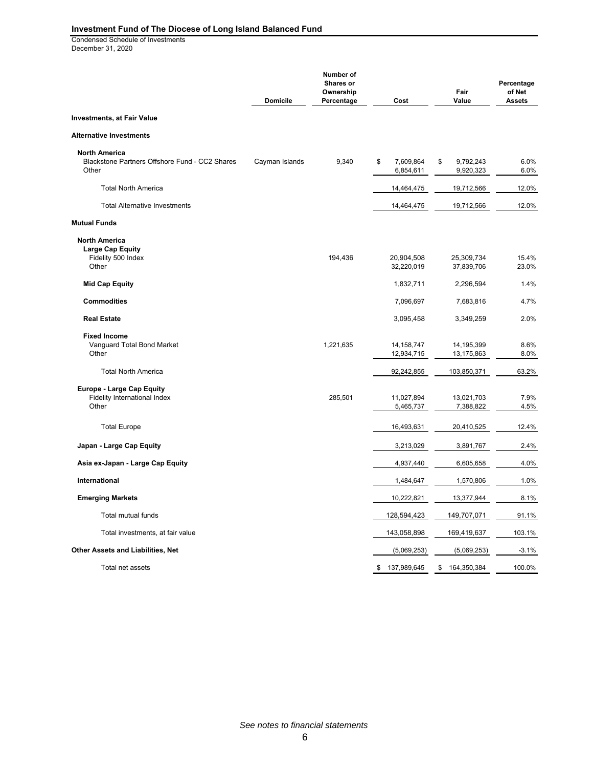## Investment Fund of The Diocese of Long Island Balanced Fund

Condensed Schedule of Investments
December 31, 2020

| | Domicile | Number of Shares or Ownership Percentage | Cost | Fair Value | Percentage of Net Assets |
|---|---|---|---|---|---|
| **Investments, at Fair Value** | | | | | |
| **Alternative Investments** | | | | | |
| **North America** | | | | | |
| Blackstone Partners Offshore Fund - CC2 Shares | Cayman Islands | 9,340 | $ 7,609,864 | $ 9,792,243 | 6.0% |
| Other | | | 6,854,611 | 9,920,323 | 6.0% |
| Total North America | | | 14,464,475 | 19,712,566 | 12.0% |
| Total Alternative Investments | | | 14,464,475 | 19,712,566 | 12.0% |
| **Mutual Funds** | | | | | |
| **North America** | | | | | |
| **Large Cap Equity** | | | | | |
| Fidelity 500 Index | | 194,436 | 20,904,508 | 25,309,734 | 15.4% |
| Other | | | 32,220,019 | 37,839,706 | 23.0% |
| **Mid Cap Equity** | | | 1,832,711 | 2,296,594 | 1.4% |
| **Commodities** | | | 7,096,697 | 7,683,816 | 4.7% |
| **Real Estate** | | | 3,095,458 | 3,349,259 | 2.0% |
| **Fixed Income** | | | | | |
| Vanguard Total Bond Market | | 1,221,635 | 14,158,747 | 14,195,399 | 8.6% |
| Other | | | 12,934,715 | 13,175,863 | 8.0% |
| Total North America | | | 92,242,855 | 103,850,371 | 63.2% |
| **Europe - Large Cap Equity** | | | | | |
| Fidelity International Index | | 285,501 | 11,027,894 | 13,021,703 | 7.9% |
| Other | | | 5,465,737 | 7,388,822 | 4.5% |
| Total Europe | | | 16,493,631 | 20,410,525 | 12.4% |
| **Japan - Large Cap Equity** | | | 3,213,029 | 3,891,767 | 2.4% |
| **Asia ex-Japan - Large Cap Equity** | | | 4,937,440 | 6,605,658 | 4.0% |
| **International** | | | 1,484,647 | 1,570,806 | 1.0% |
| **Emerging Markets** | | | 10,222,821 | 13,377,944 | 8.1% |
| Total mutual funds | | | 128,594,423 | 149,707,071 | 91.1% |
| Total investments, at fair value | | | 143,058,898 | 169,419,637 | 103.1% |
| **Other Assets and Liabilities, Net** | | | (5,069,253) | (5,069,253) | -3.1% |
| Total net assets | | | $ 137,989,645 | $ 164,350,384 | 100.0% |

*See notes to financial statements*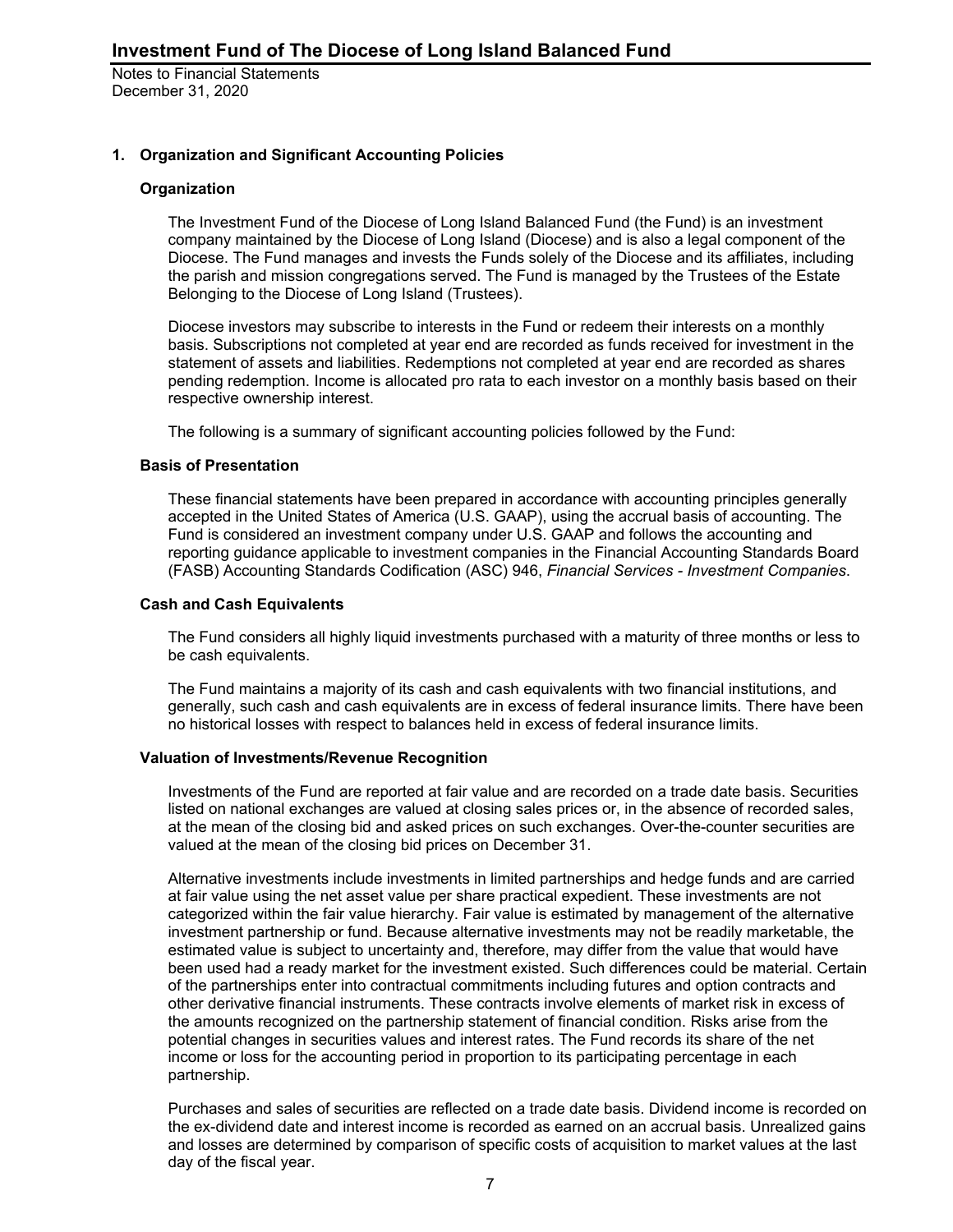# Investment Fund of The Diocese of Long Island Balanced Fund

Notes to Financial Statements
December 31, 2020

## 1. Organization and Significant Accounting Policies

### Organization

The Investment Fund of the Diocese of Long Island Balanced Fund (the Fund) is an investment company maintained by the Diocese of Long Island (Diocese) and is also a legal component of the Diocese. The Fund manages and invests the Funds solely of the Diocese and its affiliates, including the parish and mission congregations served. The Fund is managed by the Trustees of the Estate Belonging to the Diocese of Long Island (Trustees).

Diocese investors may subscribe to interests in the Fund or redeem their interests on a monthly basis. Subscriptions not completed at year end are recorded as funds received for investment in the statement of assets and liabilities. Redemptions not completed at year end are recorded as shares pending redemption. Income is allocated pro rata to each investor on a monthly basis based on their respective ownership interest.

The following is a summary of significant accounting policies followed by the Fund:

### Basis of Presentation

These financial statements have been prepared in accordance with accounting principles generally accepted in the United States of America (U.S. GAAP), using the accrual basis of accounting. The Fund is considered an investment company under U.S. GAAP and follows the accounting and reporting guidance applicable to investment companies in the Financial Accounting Standards Board (FASB) Accounting Standards Codification (ASC) 946, *Financial Services - Investment Companies*.

### Cash and Cash Equivalents

The Fund considers all highly liquid investments purchased with a maturity of three months or less to be cash equivalents.

The Fund maintains a majority of its cash and cash equivalents with two financial institutions, and generally, such cash and cash equivalents are in excess of federal insurance limits. There have been no historical losses with respect to balances held in excess of federal insurance limits.

### Valuation of Investments/Revenue Recognition

Investments of the Fund are reported at fair value and are recorded on a trade date basis. Securities listed on national exchanges are valued at closing sales prices or, in the absence of recorded sales, at the mean of the closing bid and asked prices on such exchanges. Over-the-counter securities are valued at the mean of the closing bid prices on December 31.

Alternative investments include investments in limited partnerships and hedge funds and are carried at fair value using the net asset value per share practical expedient. These investments are not categorized within the fair value hierarchy. Fair value is estimated by management of the alternative investment partnership or fund. Because alternative investments may not be readily marketable, the estimated value is subject to uncertainty and, therefore, may differ from the value that would have been used had a ready market for the investment existed. Such differences could be material. Certain of the partnerships enter into contractual commitments including futures and option contracts and other derivative financial instruments. These contracts involve elements of market risk in excess of the amounts recognized on the partnership statement of financial condition. Risks arise from the potential changes in securities values and interest rates. The Fund records its share of the net income or loss for the accounting period in proportion to its participating percentage in each partnership.

Purchases and sales of securities are reflected on a trade date basis. Dividend income is recorded on the ex-dividend date and interest income is recorded as earned on an accrual basis. Unrealized gains and losses are determined by comparison of specific costs of acquisition to market values at the last day of the fiscal year.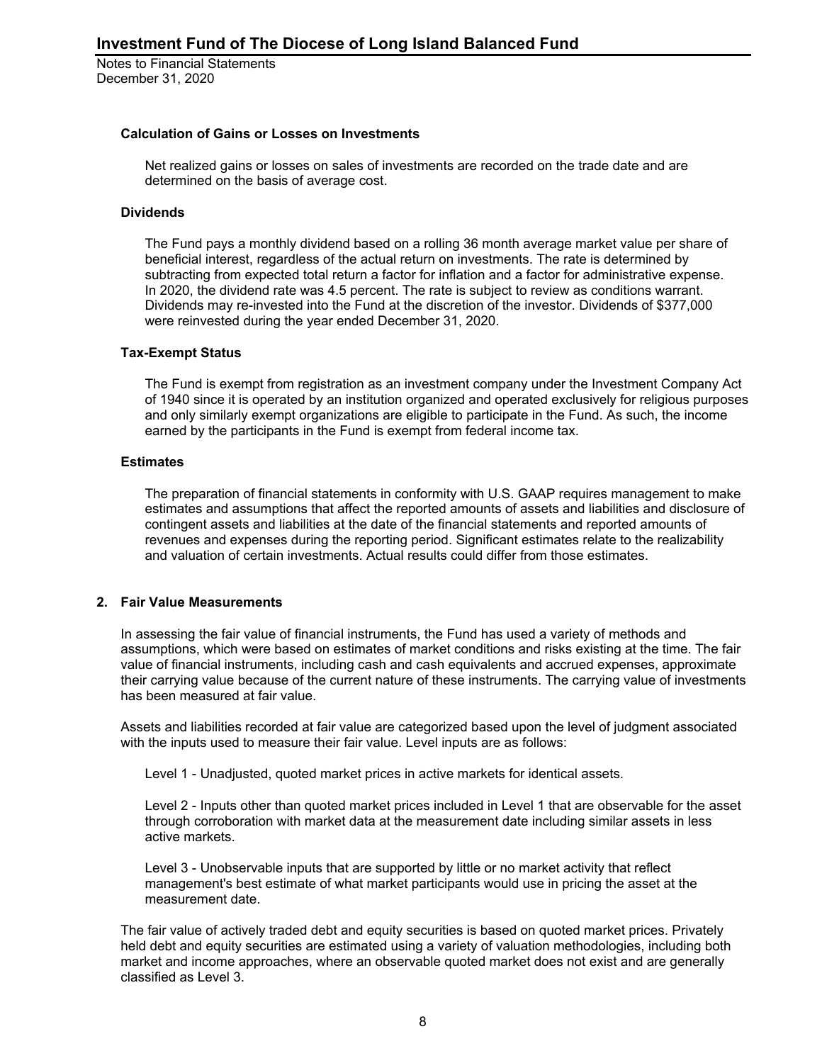#### Calculation of Gains or Losses on Investments

Net realized gains or losses on sales of investments are recorded on the trade date and are determined on the basis of average cost.

#### Dividends

The Fund pays a monthly dividend based on a rolling 36 month average market value per share of beneficial interest, regardless of the actual return on investments. The rate is determined by subtracting from expected total return a factor for inflation and a factor for administrative expense. In 2020, the dividend rate was 4.5 percent. The rate is subject to review as conditions warrant. Dividends may re-invested into the Fund at the discretion of the investor. Dividends of $377,000 were reinvested during the year ended December 31, 2020.

#### Tax-Exempt Status

The Fund is exempt from registration as an investment company under the Investment Company Act of 1940 since it is operated by an institution organized and operated exclusively for religious purposes and only similarly exempt organizations are eligible to participate in the Fund. As such, the income earned by the participants in the Fund is exempt from federal income tax.

#### Estimates

The preparation of financial statements in conformity with U.S. GAAP requires management to make estimates and assumptions that affect the reported amounts of assets and liabilities and disclosure of contingent assets and liabilities at the date of the financial statements and reported amounts of revenues and expenses during the reporting period. Significant estimates relate to the realizability and valuation of certain investments. Actual results could differ from those estimates.

### 2. Fair Value Measurements

In assessing the fair value of financial instruments, the Fund has used a variety of methods and assumptions, which were based on estimates of market conditions and risks existing at the time. The fair value of financial instruments, including cash and cash equivalents and accrued expenses, approximate their carrying value because of the current nature of these instruments. The carrying value of investments has been measured at fair value.

Assets and liabilities recorded at fair value are categorized based upon the level of judgment associated with the inputs used to measure their fair value. Level inputs are as follows:

Level 1 - Unadjusted, quoted market prices in active markets for identical assets.

Level 2 - Inputs other than quoted market prices included in Level 1 that are observable for the asset through corroboration with market data at the measurement date including similar assets in less active markets.

Level 3 - Unobservable inputs that are supported by little or no market activity that reflect management's best estimate of what market participants would use in pricing the asset at the measurement date.

The fair value of actively traded debt and equity securities is based on quoted market prices. Privately held debt and equity securities are estimated using a variety of valuation methodologies, including both market and income approaches, where an observable quoted market does not exist and are generally classified as Level 3.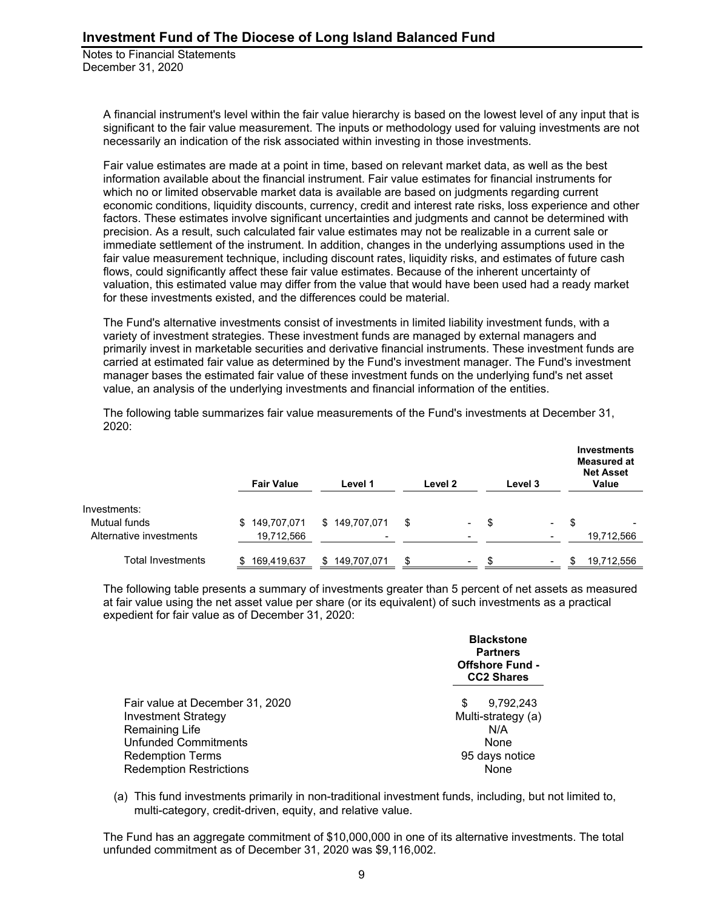A financial instrument's level within the fair value hierarchy is based on the lowest level of any input that is significant to the fair value measurement. The inputs or methodology used for valuing investments are not necessarily an indication of the risk associated within investing in those investments.

Fair value estimates are made at a point in time, based on relevant market data, as well as the best information available about the financial instrument. Fair value estimates for financial instruments for which no or limited observable market data is available are based on judgments regarding current economic conditions, liquidity discounts, currency, credit and interest rate risks, loss experience and other factors. These estimates involve significant uncertainties and judgments and cannot be determined with precision. As a result, such calculated fair value estimates may not be realizable in a current sale or immediate settlement of the instrument. In addition, changes in the underlying assumptions used in the fair value measurement technique, including discount rates, liquidity risks, and estimates of future cash flows, could significantly affect these fair value estimates. Because of the inherent uncertainty of valuation, this estimated value may differ from the value that would have been used had a ready market for these investments existed, and the differences could be material.

The Fund's alternative investments consist of investments in limited liability investment funds, with a variety of investment strategies. These investment funds are managed by external managers and primarily invest in marketable securities and derivative financial instruments. These investment funds are carried at estimated fair value as determined by the Fund's investment manager. The Fund's investment manager bases the estimated fair value of these investment funds on the underlying fund's net asset value, an analysis of the underlying investments and financial information of the entities.

The following table summarizes fair value measurements of the Fund's investments at December 31, 2020:

| | Fair Value | Level 1 | Level 2 | Level 3 | Investments Measured at Net Asset Value |
|---|---|---|---|---|---|
| Investments: | | | | | |
| Mutual funds | $ 149,707,071 | $ 149,707,071 | $ - | $ - | $ - |
| Alternative investments | 19,712,566 | - | - | - | 19,712,566 |
| Total Investments | $ 169,419,637 | $ 149,707,071 | $ - | $ - | $ 19,712,556 |

The following table presents a summary of investments greater than 5 percent of net assets as measured at fair value using the net asset value per share (or its equivalent) of such investments as a practical expedient for fair value as of December 31, 2020:

| | Blackstone Partners Offshore Fund - CC2 Shares |
|---|---|
| Fair value at December 31, 2020 | $ 9,792,243 |
| Investment Strategy | Multi-strategy (a) |
| Remaining Life | N/A |
| Unfunded Commitments | None |
| Redemption Terms | 95 days notice |
| Redemption Restrictions | None |

(a) This fund investments primarily in non-traditional investment funds, including, but not limited to, multi-category, credit-driven, equity, and relative value.

The Fund has an aggregate commitment of $10,000,000 in one of its alternative investments. The total unfunded commitment as of December 31, 2020 was $9,116,002.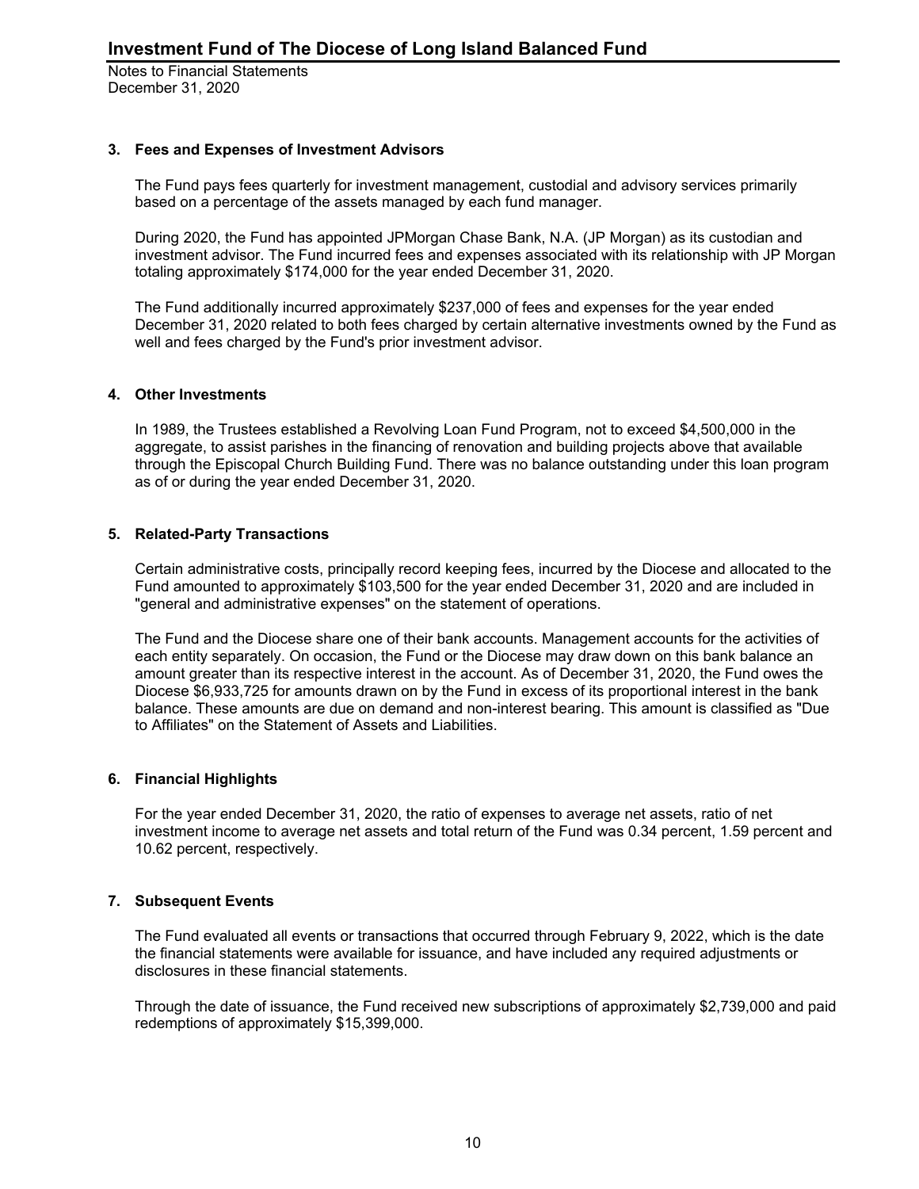### 3. Fees and Expenses of Investment Advisors

The Fund pays fees quarterly for investment management, custodial and advisory services primarily based on a percentage of the assets managed by each fund manager.

During 2020, the Fund has appointed JPMorgan Chase Bank, N.A. (JP Morgan) as its custodian and investment advisor. The Fund incurred fees and expenses associated with its relationship with JP Morgan totaling approximately $174,000 for the year ended December 31, 2020.

The Fund additionally incurred approximately $237,000 of fees and expenses for the year ended December 31, 2020 related to both fees charged by certain alternative investments owned by the Fund as well and fees charged by the Fund's prior investment advisor.

### 4. Other Investments

In 1989, the Trustees established a Revolving Loan Fund Program, not to exceed $4,500,000 in the aggregate, to assist parishes in the financing of renovation and building projects above that available through the Episcopal Church Building Fund. There was no balance outstanding under this loan program as of or during the year ended December 31, 2020.

### 5. Related-Party Transactions

Certain administrative costs, principally record keeping fees, incurred by the Diocese and allocated to the Fund amounted to approximately $103,500 for the year ended December 31, 2020 and are included in "general and administrative expenses" on the statement of operations.

The Fund and the Diocese share one of their bank accounts. Management accounts for the activities of each entity separately. On occasion, the Fund or the Diocese may draw down on this bank balance an amount greater than its respective interest in the account. As of December 31, 2020, the Fund owes the Diocese $6,933,725 for amounts drawn on by the Fund in excess of its proportional interest in the bank balance. These amounts are due on demand and non-interest bearing. This amount is classified as "Due to Affiliates" on the Statement of Assets and Liabilities.

### 6. Financial Highlights

For the year ended December 31, 2020, the ratio of expenses to average net assets, ratio of net investment income to average net assets and total return of the Fund was 0.34 percent, 1.59 percent and 10.62 percent, respectively.

### 7. Subsequent Events

The Fund evaluated all events or transactions that occurred through February 9, 2022, which is the date the financial statements were available for issuance, and have included any required adjustments or disclosures in these financial statements.

Through the date of issuance, the Fund received new subscriptions of approximately $2,739,000 and paid redemptions of approximately $15,399,000.